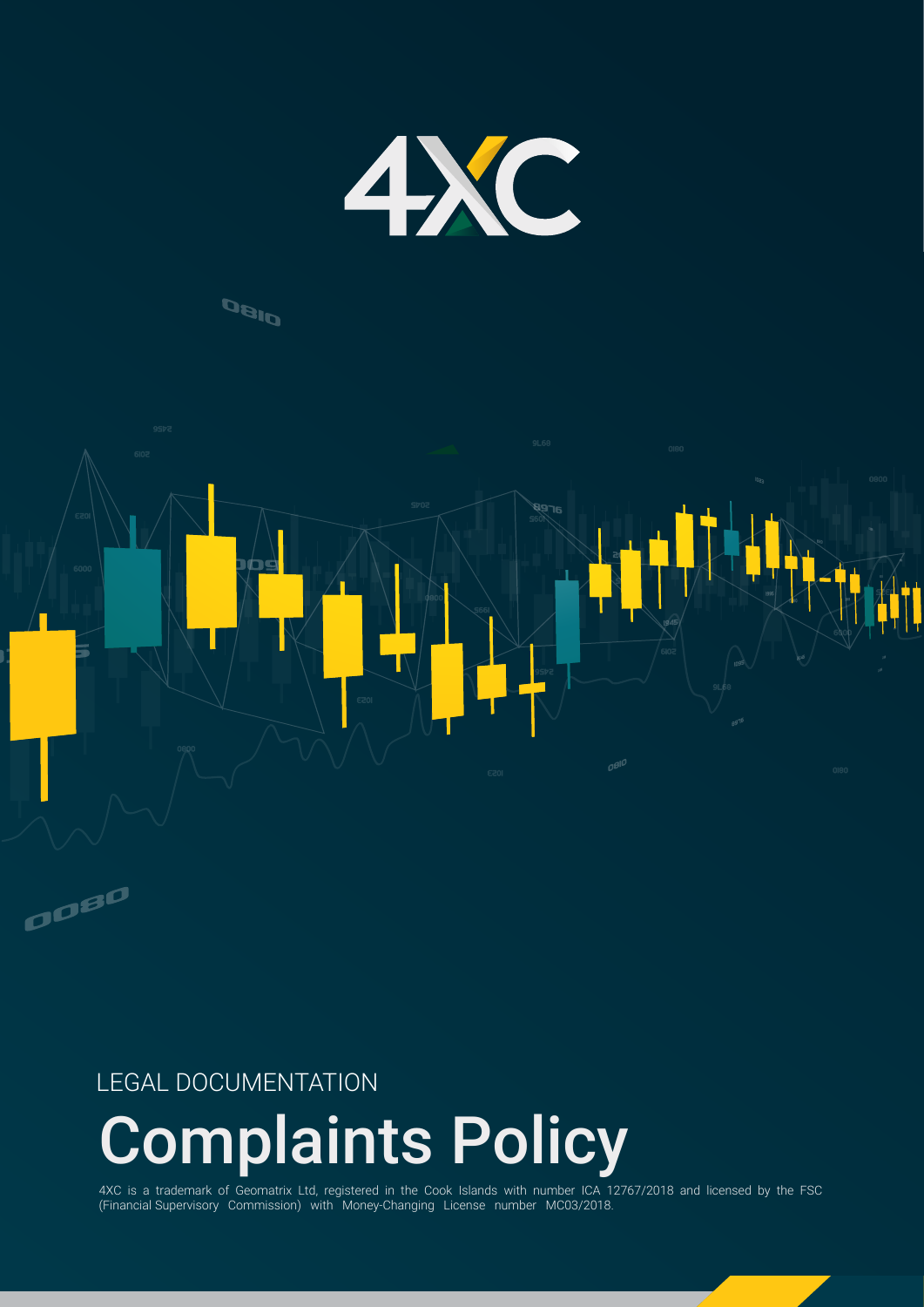4XC

LEGAL DOCUMENTATION

# Complaints Policy

4XC is a trademark of Geomatrix Ltd, registered in the Cook Islands with number ICA 12767/2018 and licensed by the FSC (Financial Supervisory Commission) with Money-Changing License number MC03/2018.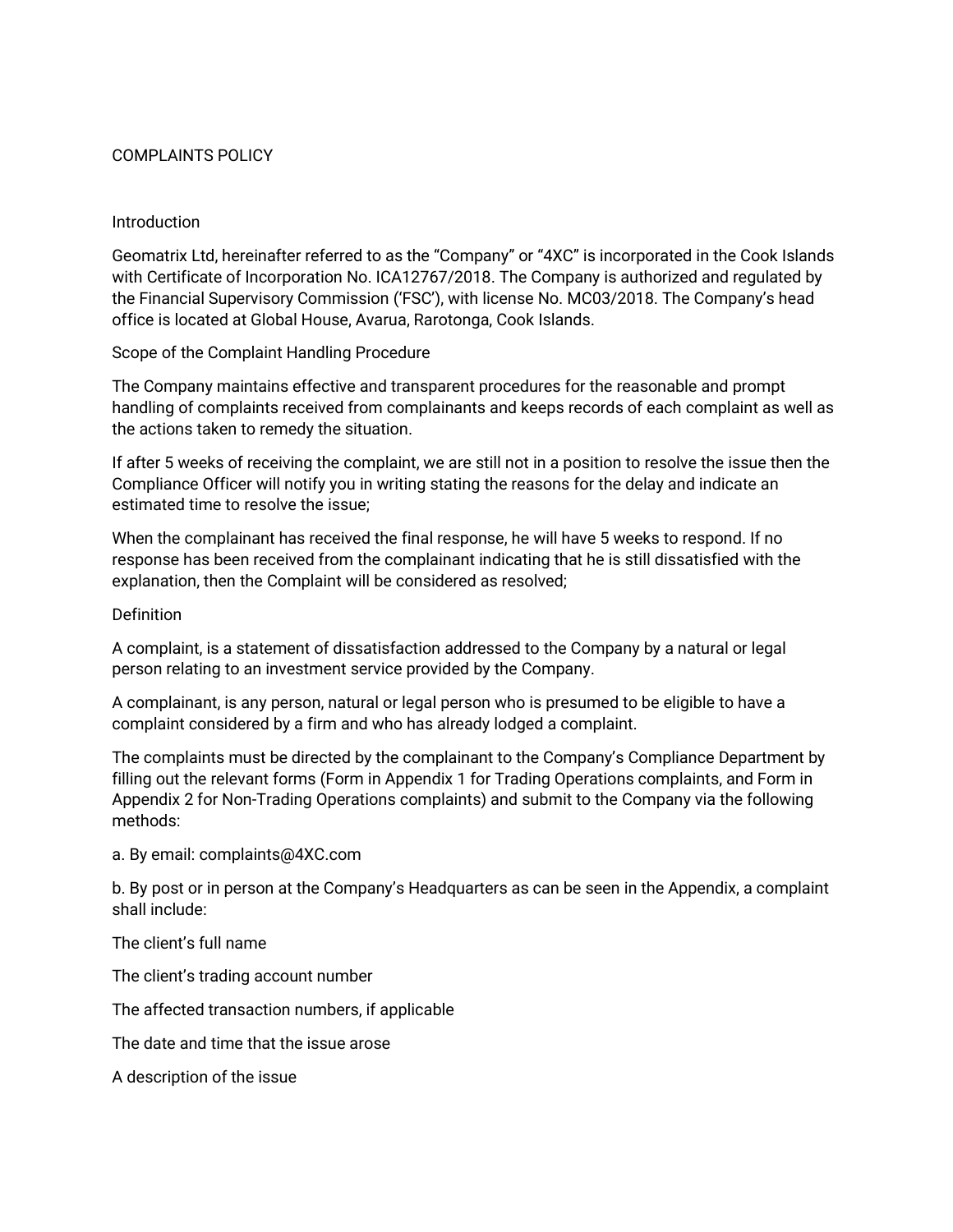# COMPLAINTS POLICY

## Introduction

Geomatrix Ltd, hereinafter referred to as the "Company" or "4XC" is incorporated in the Cook Islands with Certificate of Incorporation No. ICA12767/2018. The Company is authorized and regulated by the Financial Supervisory Commission ('FSC'), with license No. MC03/2018. The Company's head office is located at Global House, Avarua, Rarotonga, Cook Islands.

## Scope of the Complaint Handling Procedure

The Company maintains effective and transparent procedures for the reasonable and prompt handling of complaints received from complainants and keeps records of each complaint as well as the actions taken to remedy the situation.

If after 5 weeks of receiving the complaint, we are still not in a position to resolve the issue then the Compliance Officer will notify you in writing stating the reasons for the delay and indicate an estimated time to resolve the issue;

When the complainant has received the final response, he will have 5 weeks to respond. If no response has been received from the complainant indicating that he is still dissatisfied with the explanation, then the Complaint will be considered as resolved;

## Definition

A complaint, is a statement of dissatisfaction addressed to the Company by a natural or legal person relating to an investment service provided by the Company.

A complainant, is any person, natural or legal person who is presumed to be eligible to have a complaint considered by a firm and who has already lodged a complaint.

The complaints must be directed by the complainant to the Company's Compliance Department by filling out the relevant forms (Form in Appendix 1 for Trading Operations complaints, and Form in Appendix 2 for Non-Trading Operations complaints) and submit to the Company via the following methods:

a. By email: complaints@4XC.com

b. By post or in person at the Company's Headquarters as can be seen in the Appendix, a complaint shall include:

The client's full name

The client's trading account number

The affected transaction numbers, if applicable

The date and time that the issue arose

A description of the issue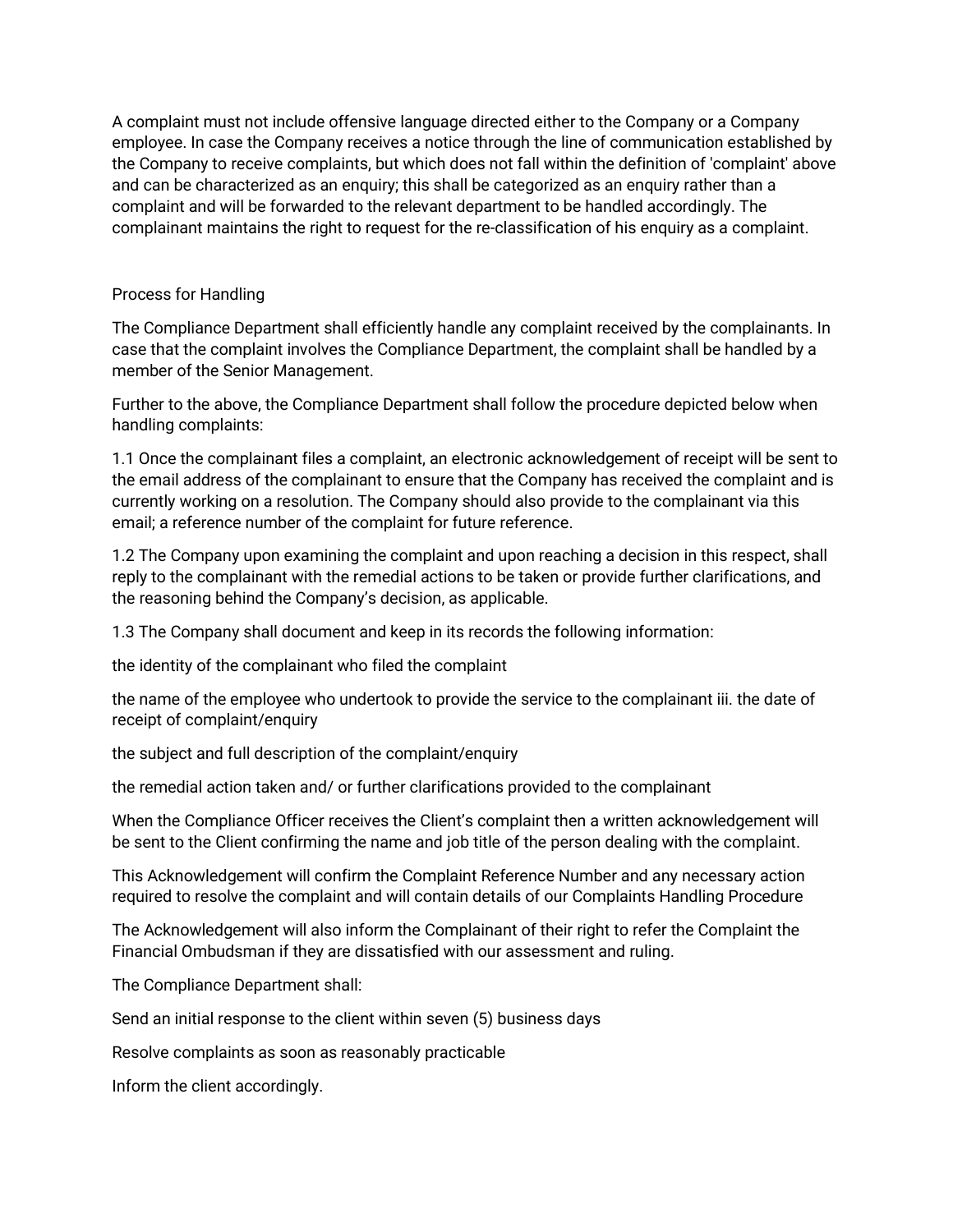A complaint must not include offensive language directed either to the Company or a Company employee. In case the Company receives a notice through the line of communication established by the Company to receive complaints, but which does not fall within the definition of 'complaint' above and can be characterized as an enquiry; this shall be categorized as an enquiry rather than a complaint and will be forwarded to the relevant department to be handled accordingly. The complainant maintains the right to request for the re-classification of his enquiry as a complaint.

## Process for Handling

The Compliance Department shall efficiently handle any complaint received by the complainants. In case that the complaint involves the Compliance Department, the complaint shall be handled by a member of the Senior Management.

Further to the above, the Compliance Department shall follow the procedure depicted below when handling complaints:

1.1 Once the complainant files a complaint, an electronic acknowledgement of receipt will be sent to the email address of the complainant to ensure that the Company has received the complaint and is currently working on a resolution. The Company should also provide to the complainant via this email; a reference number of the complaint for future reference.

1.2 The Company upon examining the complaint and upon reaching a decision in this respect, shall reply to the complainant with the remedial actions to be taken or provide further clarifications, and the reasoning behind the Company's decision, as applicable.

1.3 The Company shall document and keep in its records the following information:

the identity of the complainant who filed the complaint

the name of the employee who undertook to provide the service to the complainant iii. the date of receipt of complaint/enquiry

the subject and full description of the complaint/enquiry

the remedial action taken and/ or further clarifications provided to the complainant

When the Compliance Officer receives the Client's complaint then a written acknowledgement will be sent to the Client confirming the name and job title of the person dealing with the complaint.

This Acknowledgement will confirm the Complaint Reference Number and any necessary action required to resolve the complaint and will contain details of our Complaints Handling Procedure

The Acknowledgement will also inform the Complainant of their right to refer the Complaint the Financial Ombudsman if they are dissatisfied with our assessment and ruling.

The Compliance Department shall:

Send an initial response to the client within seven (5) business days

Resolve complaints as soon as reasonably practicable

Inform the client accordingly.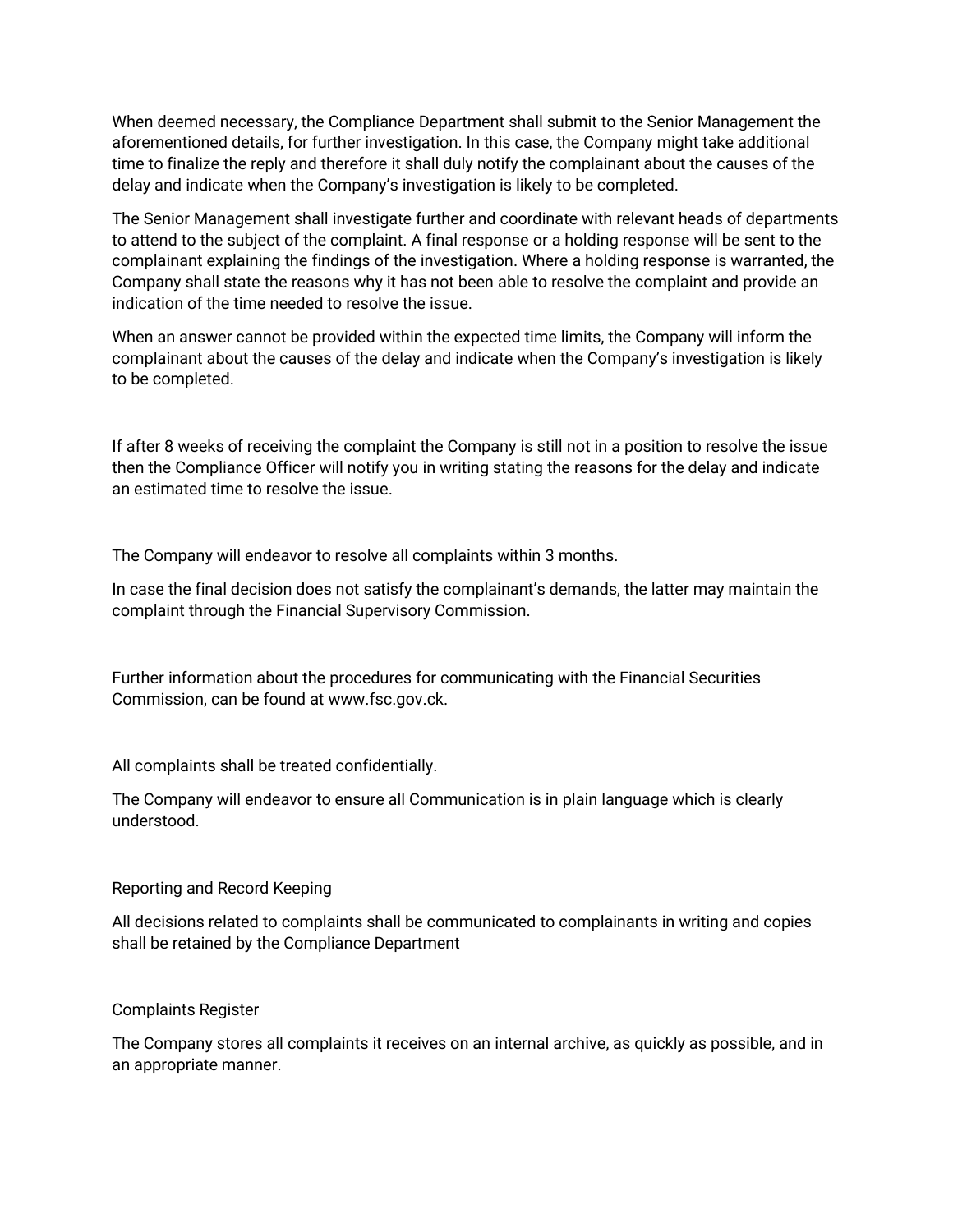When deemed necessary, the Compliance Department shall submit to the Senior Management the aforementioned details, for further investigation. In this case, the Company might take additional time to finalize the reply and therefore it shall duly notify the complainant about the causes of the delay and indicate when the Company's investigation is likely to be completed.

The Senior Management shall investigate further and coordinate with relevant heads of departments to attend to the subject of the complaint. A final response or a holding response will be sent to the complainant explaining the findings of the investigation. Where a holding response is warranted, the Company shall state the reasons why it has not been able to resolve the complaint and provide an indication of the time needed to resolve the issue.

When an answer cannot be provided within the expected time limits, the Company will inform the complainant about the causes of the delay and indicate when the Company's investigation is likely to be completed.

If after 8 weeks of receiving the complaint the Company is still not in a position to resolve the issue then the Compliance Officer will notify you in writing stating the reasons for the delay and indicate an estimated time to resolve the issue.

The Company will endeavor to resolve all complaints within 3 months.

In case the final decision does not satisfy the complainant's demands, the latter may maintain the complaint through the Financial Supervisory Commission.

Further information about the procedures for communicating with the Financial Securities Commission, can be found at www.fsc.gov.ck.

All complaints shall be treated confidentially.

The Company will endeavor to ensure all Communication is in plain language which is clearly understood.

## Reporting and Record Keeping

All decisions related to complaints shall be communicated to complainants in writing and copies shall be retained by the Compliance Department

## Complaints Register

The Company stores all complaints it receives on an internal archive, as quickly as possible, and in an appropriate manner.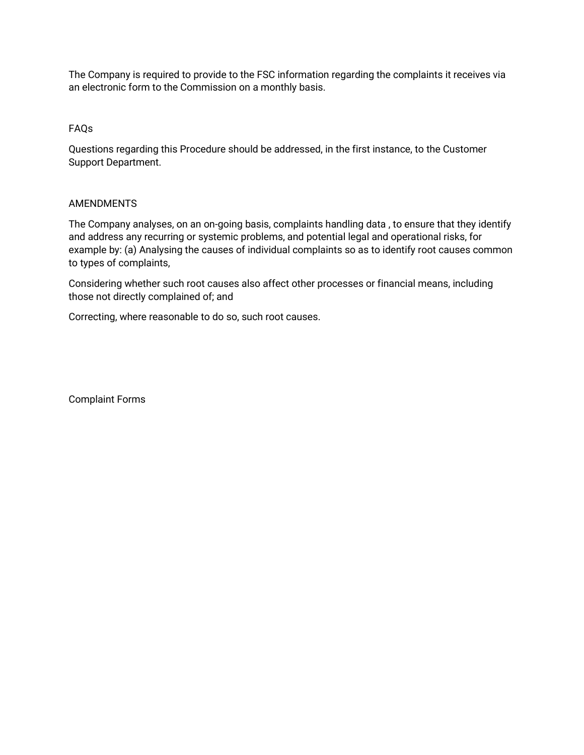The Company is required to provide to the FSC information regarding the complaints it receives via an electronic form to the Commission on a monthly basis.

## FAQs

Questions regarding this Procedure should be addressed, in the first instance, to the Customer Support Department.

## AMENDMENTS

The Company analyses, on an on-going basis, complaints handling data , to ensure that they identify and address any recurring or systemic problems, and potential legal and operational risks, for example by: (a) Analysing the causes of individual complaints so as to identify root causes common to types of complaints,

Considering whether such root causes also affect other processes or financial means, including those not directly complained of; and

Correcting, where reasonable to do so, such root causes.

## Complaint Forms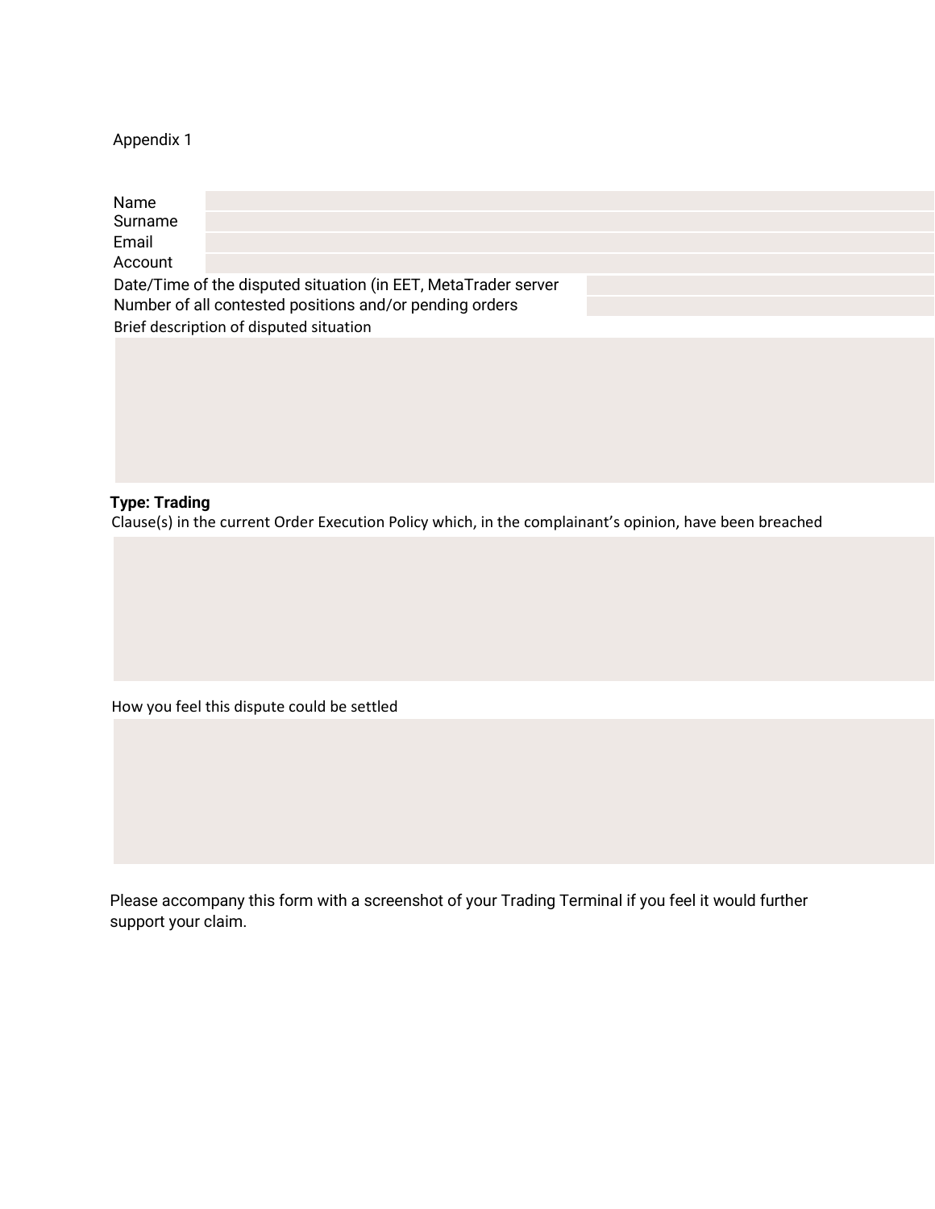Appendix 1

| | |
|---|---|
| Name | |
| Surname | |
| Email | |
| Account | |

| | |
|---|---|
| Date/Time of the disputed situation (in EET, MetaTrader server | |
| Number of all contested positions and/or pending orders | |

Brief description of disputed situation

| |
|---|
| |

**Type: Trading**

Clause(s) in the current Order Execution Policy which, in the complainant's opinion, have been breached

| |
|---|
| |

How you feel this dispute could be settled

| |
|---|
| |

Please accompany this form with a screenshot of your Trading Terminal if you feel it would further support your claim.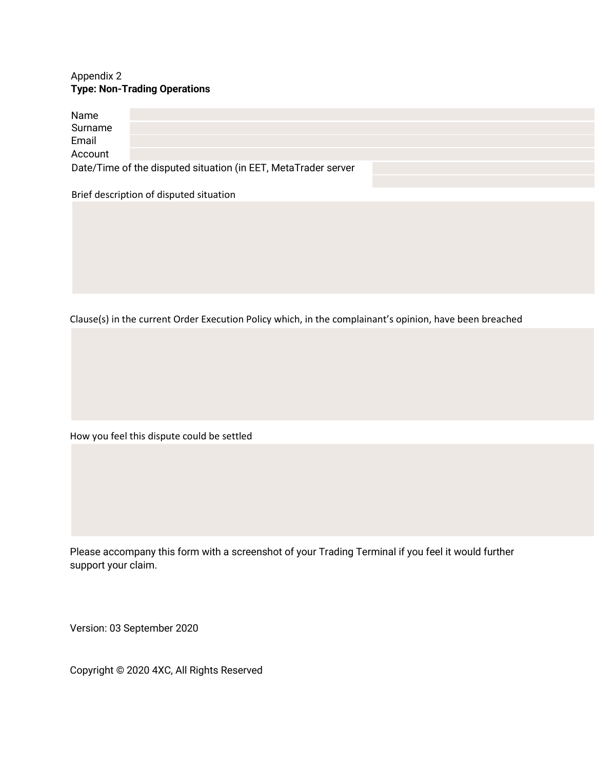Appendix 2

**Type: Non-Trading Operations**

| | |
|---|---|
| Name | |
| Surname | |
| Email | |
| Account | |
| Date/Time of the disputed situation (in EET, MetaTrader server | |
| | |

Brief description of disputed situation

| |
|---|
| |

Clause(s) in the current Order Execution Policy which, in the complainant's opinion, have been breached

| |
|---|
| |

How you feel this dispute could be settled

| |
|---|
| |

Please accompany this form with a screenshot of your Trading Terminal if you feel it would further support your claim.

Version: 03 September 2020

Copyright © 2020 4XC, All Rights Reserved